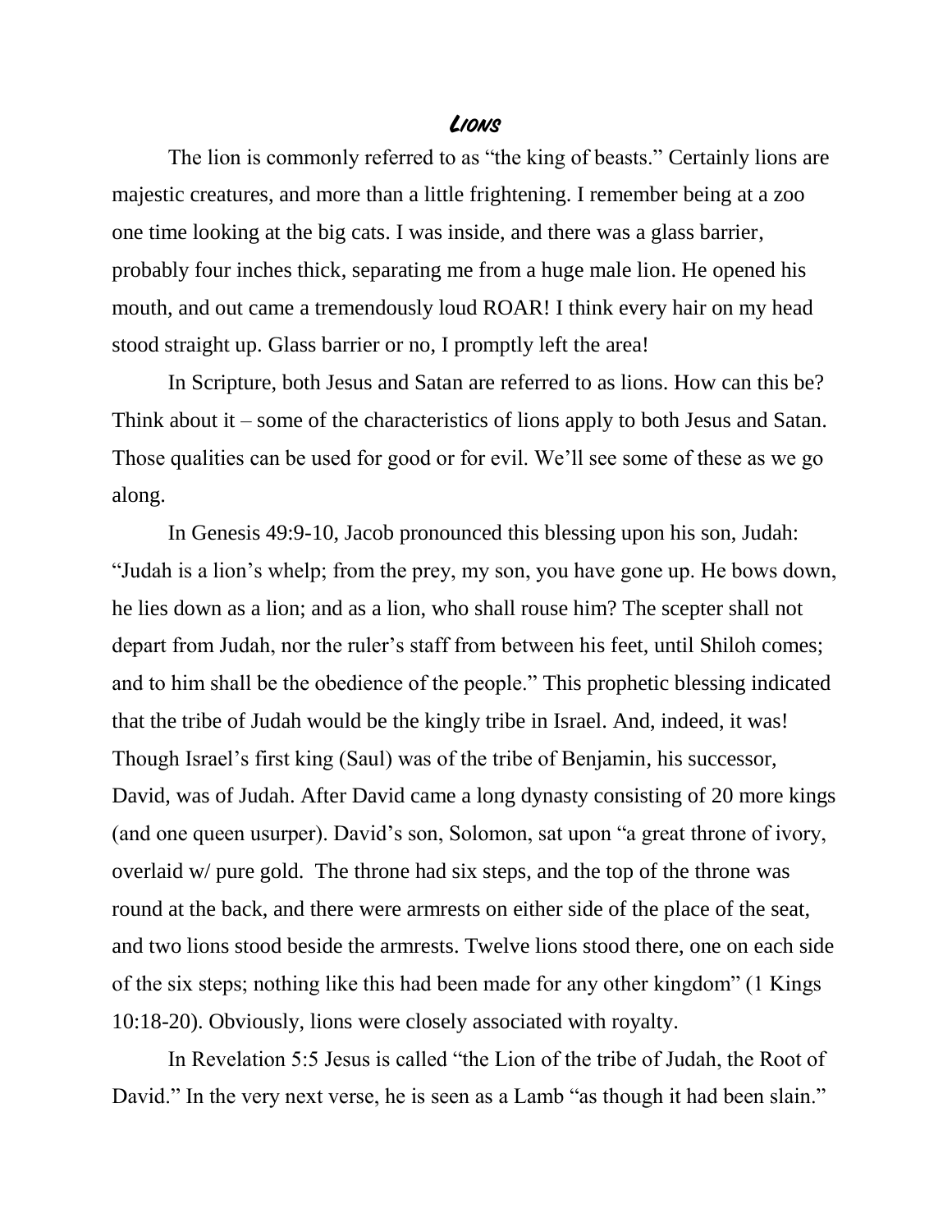# Lions

The lion is commonly referred to as "the king of beasts." Certainly lions are majestic creatures, and more than a little frightening. I remember being at a zoo one time looking at the big cats. I was inside, and there was a glass barrier, probably four inches thick, separating me from a huge male lion. He opened his mouth, and out came a tremendously loud ROAR! I think every hair on my head stood straight up. Glass barrier or no, I promptly left the area!

In Scripture, both Jesus and Satan are referred to as lions. How can this be? Think about it – some of the characteristics of lions apply to both Jesus and Satan. Those qualities can be used for good or for evil. We'll see some of these as we go along.

In Genesis 49:9-10, Jacob pronounced this blessing upon his son, Judah: "Judah is a lion's whelp; from the prey, my son, you have gone up. He bows down, he lies down as a lion; and as a lion, who shall rouse him? The scepter shall not depart from Judah, nor the ruler's staff from between his feet, until Shiloh comes; and to him shall be the obedience of the people." This prophetic blessing indicated that the tribe of Judah would be the kingly tribe in Israel. And, indeed, it was! Though Israel's first king (Saul) was of the tribe of Benjamin, his successor, David, was of Judah. After David came a long dynasty consisting of 20 more kings (and one queen usurper). David's son, Solomon, sat upon "a great throne of ivory, overlaid w/ pure gold. The throne had six steps, and the top of the throne was round at the back, and there were armrests on either side of the place of the seat, and two lions stood beside the armrests. Twelve lions stood there, one on each side of the six steps; nothing like this had been made for any other kingdom" (1 Kings 10:18-20). Obviously, lions were closely associated with royalty.

In Revelation 5:5 Jesus is called "the Lion of the tribe of Judah, the Root of David." In the very next verse, he is seen as a Lamb "as though it had been slain."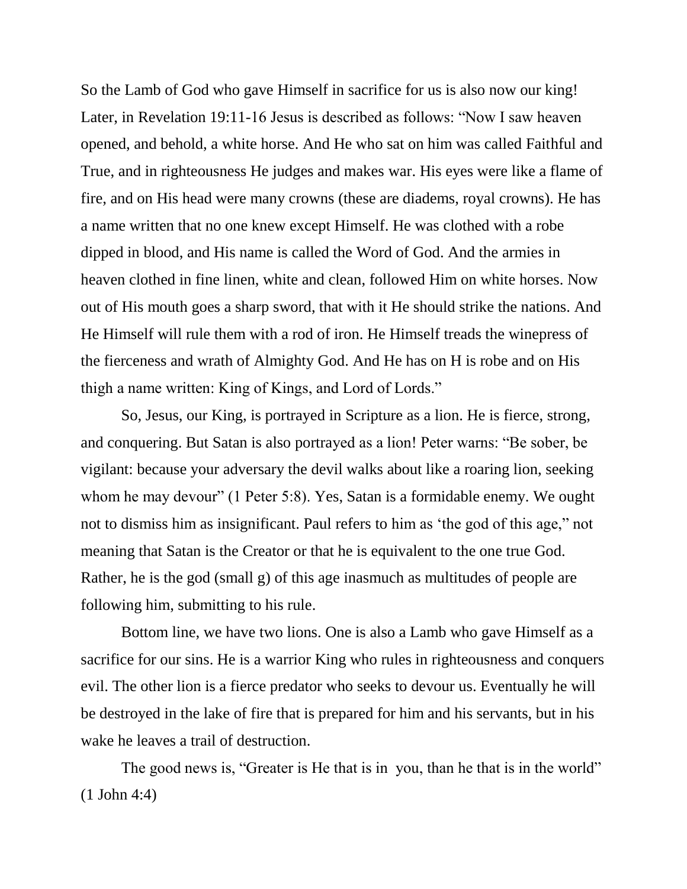So the Lamb of God who gave Himself in sacrifice for us is also now our king! Later, in Revelation 19:11-16 Jesus is described as follows: "Now I saw heaven opened, and behold, a white horse. And He who sat on him was called Faithful and True, and in righteousness He judges and makes war. His eyes were like a flame of fire, and on His head were many crowns (these are diadems, royal crowns). He has a name written that no one knew except Himself. He was clothed with a robe dipped in blood, and His name is called the Word of God. And the armies in heaven clothed in fine linen, white and clean, followed Him on white horses. Now out of His mouth goes a sharp sword, that with it He should strike the nations. And He Himself will rule them with a rod of iron. He Himself treads the winepress of the fierceness and wrath of Almighty God. And He has on H is robe and on His thigh a name written: King of Kings, and Lord of Lords."

So, Jesus, our King, is portrayed in Scripture as a lion. He is fierce, strong, and conquering. But Satan is also portrayed as a lion! Peter warns: "Be sober, be vigilant: because your adversary the devil walks about like a roaring lion, seeking whom he may devour" (1 Peter 5:8). Yes, Satan is a formidable enemy. We ought not to dismiss him as insignificant. Paul refers to him as 'the god of this age," not meaning that Satan is the Creator or that he is equivalent to the one true God. Rather, he is the god (small g) of this age inasmuch as multitudes of people are following him, submitting to his rule.

Bottom line, we have two lions. One is also a Lamb who gave Himself as a sacrifice for our sins. He is a warrior King who rules in righteousness and conquers evil. The other lion is a fierce predator who seeks to devour us. Eventually he will be destroyed in the lake of fire that is prepared for him and his servants, but in his wake he leaves a trail of destruction.

The good news is, "Greater is He that is in you, than he that is in the world" (1 John 4:4)